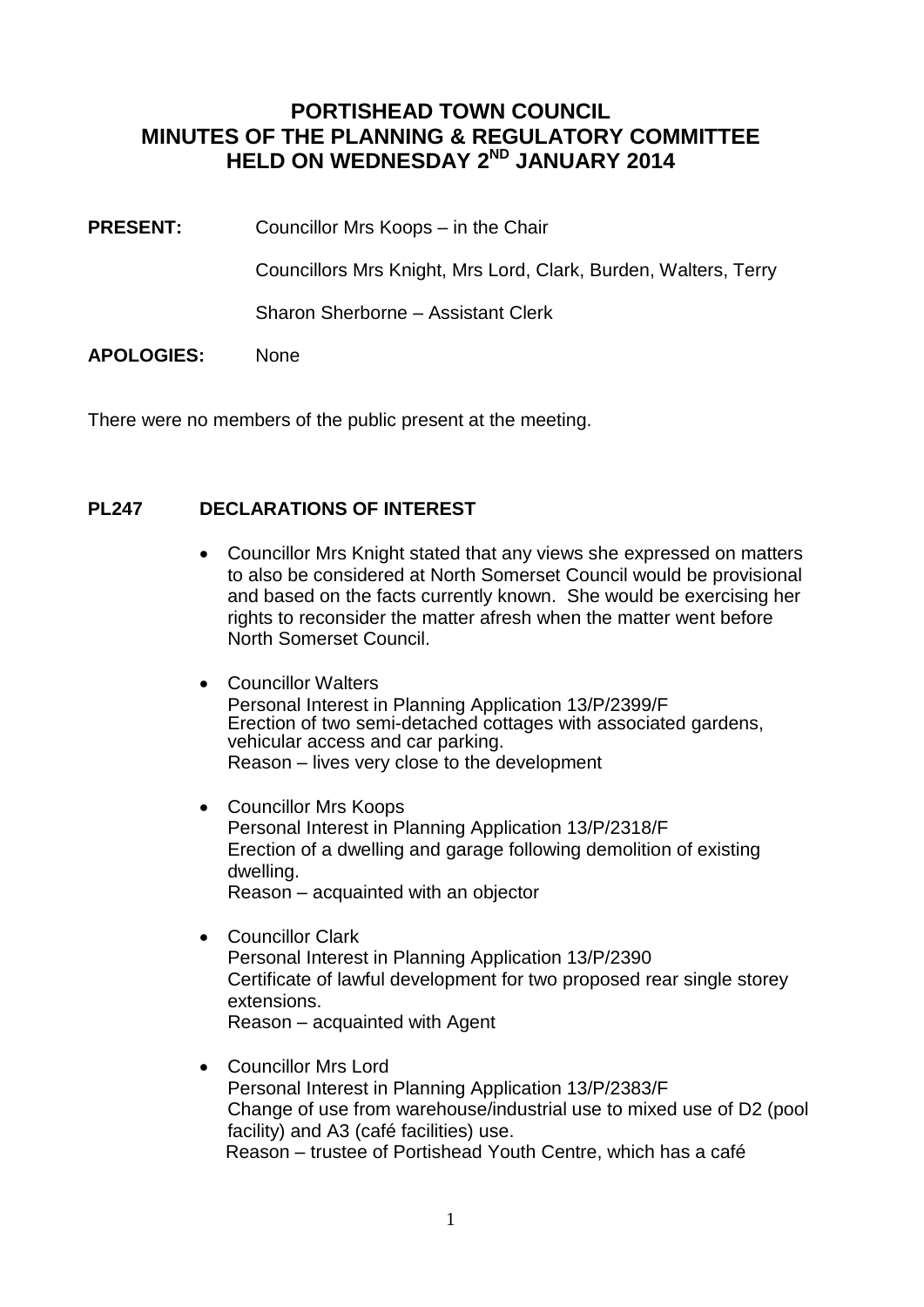# PORTISHEAD TOWN COUNCIL
# MINUTES OF THE PLANNING & REGULATORY COMMITTEE
# HELD ON WEDNESDAY 2ND JANUARY 2014

**PRESENT:** Councillor Mrs Koops – in the Chair

Councillors Mrs Knight, Mrs Lord, Clark, Burden, Walters, Terry

Sharon Sherborne – Assistant Clerk

**APOLOGIES:** None

There were no members of the public present at the meeting.

## PL247 DECLARATIONS OF INTEREST

- Councillor Mrs Knight stated that any views she expressed on matters to also be considered at North Somerset Council would be provisional and based on the facts currently known. She would be exercising her rights to reconsider the matter afresh when the matter went before North Somerset Council.

- Councillor Walters
  Personal Interest in Planning Application 13/P/2399/F
  Erection of two semi-detached cottages with associated gardens, vehicular access and car parking.
  Reason – lives very close to the development

- Councillor Mrs Koops
  Personal Interest in Planning Application 13/P/2318/F
  Erection of a dwelling and garage following demolition of existing dwelling.
  Reason – acquainted with an objector

- Councillor Clark
  Personal Interest in Planning Application 13/P/2390
  Certificate of lawful development for two proposed rear single storey extensions.
  Reason – acquainted with Agent

- Councillor Mrs Lord
  Personal Interest in Planning Application 13/P/2383/F
  Change of use from warehouse/industrial use to mixed use of D2 (pool facility) and A3 (café facilities) use.
  Reason – trustee of Portishead Youth Centre, which has a café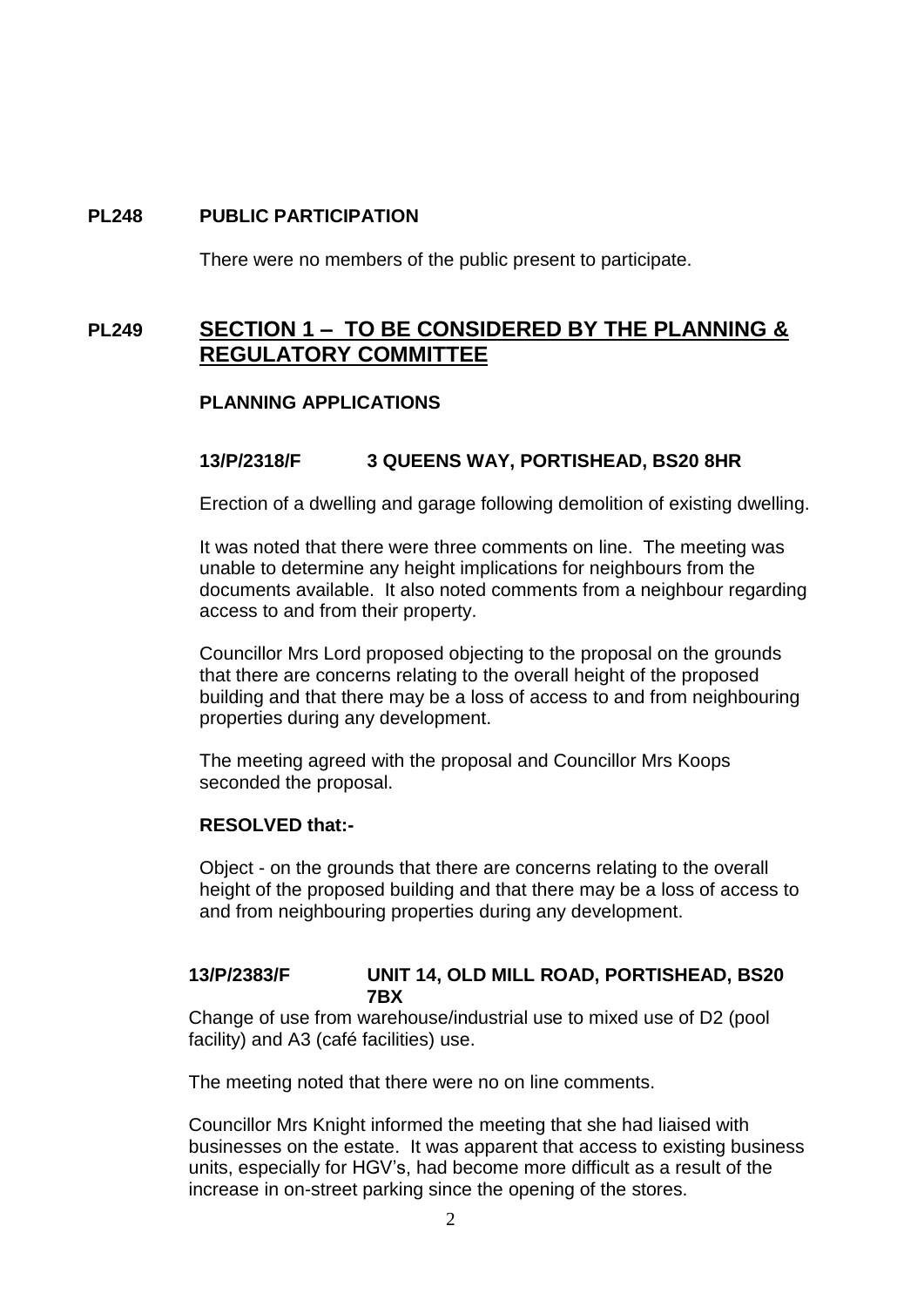**PL248 PUBLIC PARTICIPATION**

There were no members of the public present to participate.

## PL249 SECTION 1 – TO BE CONSIDERED BY THE PLANNING & REGULATORY COMMITTEE

**PLANNING APPLICATIONS**

**13/P/2318/F 3 QUEENS WAY, PORTISHEAD, BS20 8HR**

Erection of a dwelling and garage following demolition of existing dwelling.

It was noted that there were three comments on line. The meeting was unable to determine any height implications for neighbours from the documents available. It also noted comments from a neighbour regarding access to and from their property.

Councillor Mrs Lord proposed objecting to the proposal on the grounds that there are concerns relating to the overall height of the proposed building and that there may be a loss of access to and from neighbouring properties during any development.

The meeting agreed with the proposal and Councillor Mrs Koops seconded the proposal.

**RESOLVED that:-**

Object - on the grounds that there are concerns relating to the overall height of the proposed building and that there may be a loss of access to and from neighbouring properties during any development.

**13/P/2383/F UNIT 14, OLD MILL ROAD, PORTISHEAD, BS20 7BX**

Change of use from warehouse/industrial use to mixed use of D2 (pool facility) and A3 (café facilities) use.

The meeting noted that there were no on line comments.

Councillor Mrs Knight informed the meeting that she had liaised with businesses on the estate. It was apparent that access to existing business units, especially for HGV's, had become more difficult as a result of the increase in on-street parking since the opening of the stores.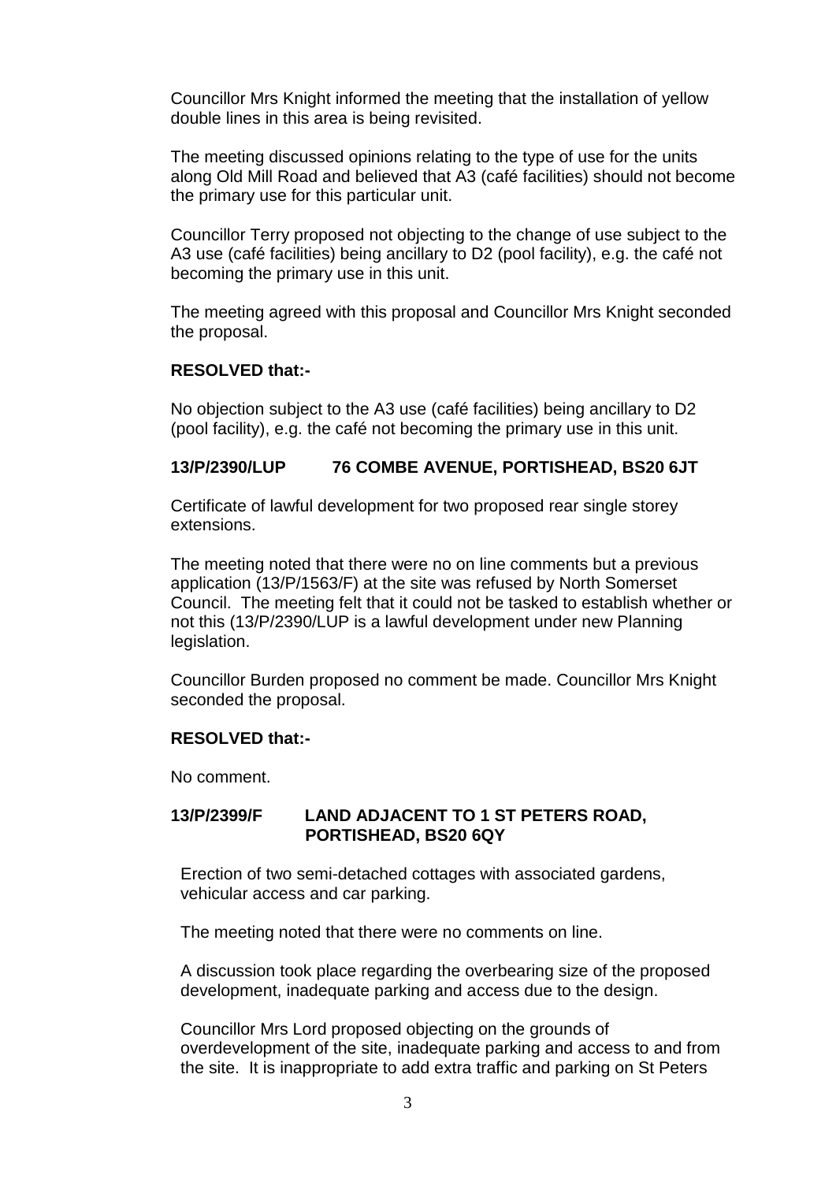Councillor Mrs Knight informed the meeting that the installation of yellow double lines in this area is being revisited.

The meeting discussed opinions relating to the type of use for the units along Old Mill Road and believed that A3 (café facilities) should not become the primary use for this particular unit.

Councillor Terry proposed not objecting to the change of use subject to the A3 use (café facilities) being ancillary to D2 (pool facility), e.g. the café not becoming the primary use in this unit.

The meeting agreed with this proposal and Councillor Mrs Knight seconded the proposal.

**RESOLVED that:-**

No objection subject to the A3 use (café facilities) being ancillary to D2 (pool facility), e.g. the café not becoming the primary use in this unit.

**13/P/2390/LUP 76 COMBE AVENUE, PORTISHEAD, BS20 6JT**

Certificate of lawful development for two proposed rear single storey extensions.

The meeting noted that there were no on line comments but a previous application (13/P/1563/F) at the site was refused by North Somerset Council. The meeting felt that it could not be tasked to establish whether or not this (13/P/2390/LUP is a lawful development under new Planning legislation.

Councillor Burden proposed no comment be made. Councillor Mrs Knight seconded the proposal.

**RESOLVED that:-**

No comment.

**13/P/2399/F LAND ADJACENT TO 1 ST PETERS ROAD, PORTISHEAD, BS20 6QY**

Erection of two semi-detached cottages with associated gardens, vehicular access and car parking.

The meeting noted that there were no comments on line.

A discussion took place regarding the overbearing size of the proposed development, inadequate parking and access due to the design.

Councillor Mrs Lord proposed objecting on the grounds of overdevelopment of the site, inadequate parking and access to and from the site. It is inappropriate to add extra traffic and parking on St Peters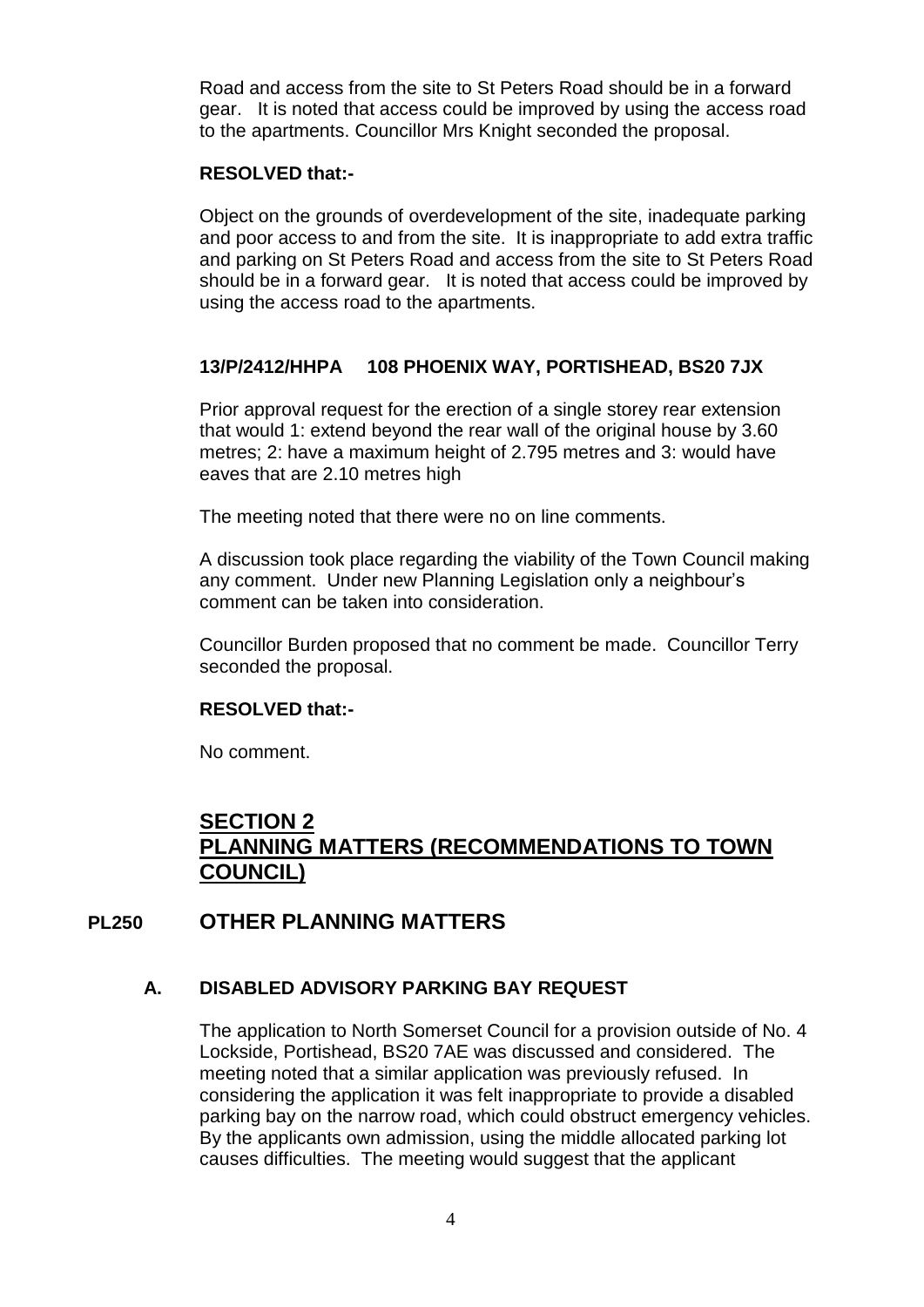Road and access from the site to St Peters Road should be in a forward gear. It is noted that access could be improved by using the access road to the apartments. Councillor Mrs Knight seconded the proposal.

**RESOLVED that:-**

Object on the grounds of overdevelopment of the site, inadequate parking and poor access to and from the site. It is inappropriate to add extra traffic and parking on St Peters Road and access from the site to St Peters Road should be in a forward gear. It is noted that access could be improved by using the access road to the apartments.

**13/P/2412/HHPA 108 PHOENIX WAY, PORTISHEAD, BS20 7JX**

Prior approval request for the erection of a single storey rear extension that would 1: extend beyond the rear wall of the original house by 3.60 metres; 2: have a maximum height of 2.795 metres and 3: would have eaves that are 2.10 metres high

The meeting noted that there were no on line comments.

A discussion took place regarding the viability of the Town Council making any comment. Under new Planning Legislation only a neighbour's comment can be taken into consideration.

Councillor Burden proposed that no comment be made. Councillor Terry seconded the proposal.

**RESOLVED that:-**

No comment.

## SECTION 2 PLANNING MATTERS (RECOMMENDATIONS TO TOWN COUNCIL)

## PL250 OTHER PLANNING MATTERS

### A. DISABLED ADVISORY PARKING BAY REQUEST

The application to North Somerset Council for a provision outside of No. 4 Lockside, Portishead, BS20 7AE was discussed and considered. The meeting noted that a similar application was previously refused. In considering the application it was felt inappropriate to provide a disabled parking bay on the narrow road, which could obstruct emergency vehicles. By the applicants own admission, using the middle allocated parking lot causes difficulties. The meeting would suggest that the applicant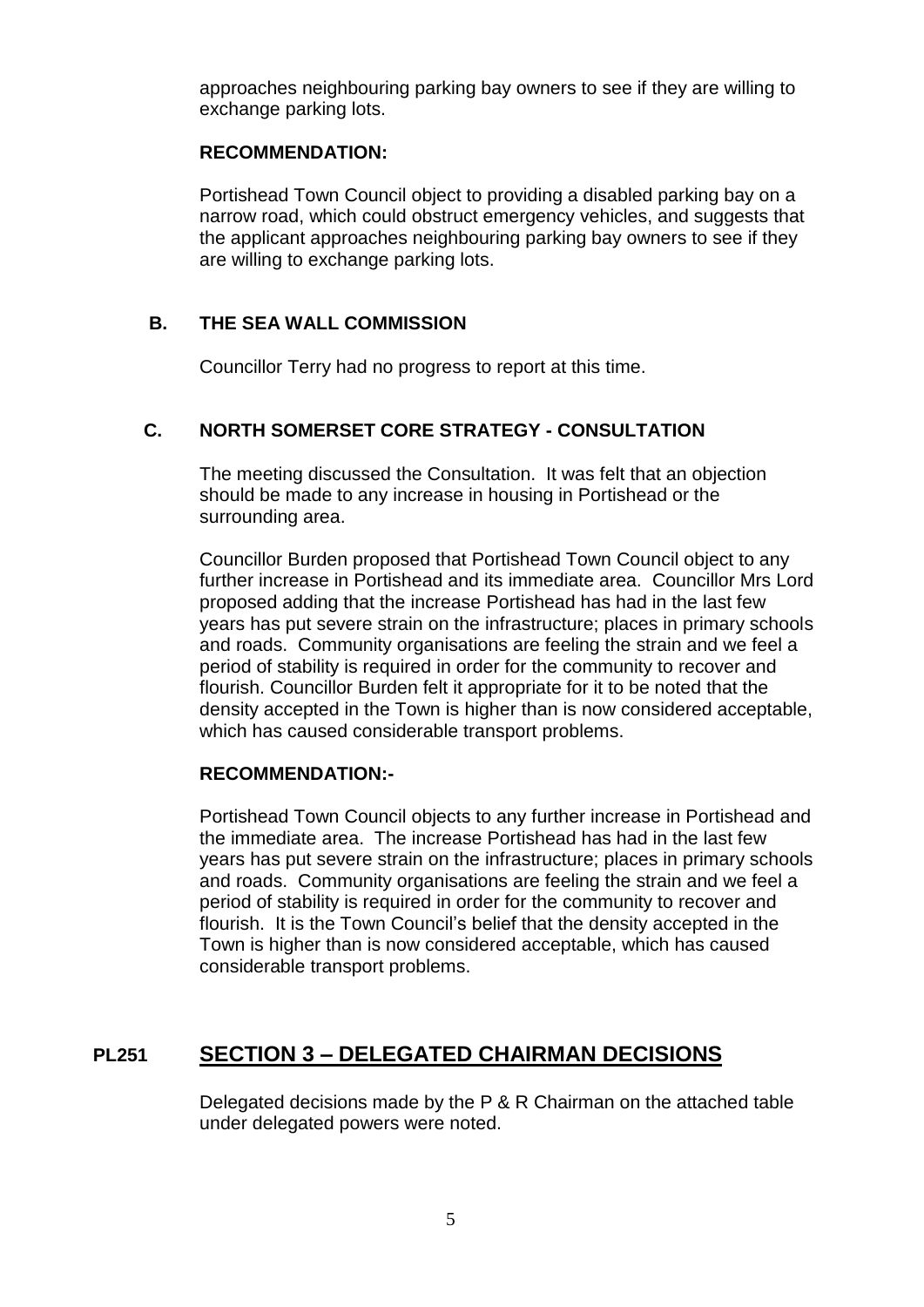approaches neighbouring parking bay owners to see if they are willing to exchange parking lots.

**RECOMMENDATION:**

Portishead Town Council object to providing a disabled parking bay on a narrow road, which could obstruct emergency vehicles, and suggests that the applicant approaches neighbouring parking bay owners to see if they are willing to exchange parking lots.

### B. THE SEA WALL COMMISSION

Councillor Terry had no progress to report at this time.

### C. NORTH SOMERSET CORE STRATEGY - CONSULTATION

The meeting discussed the Consultation. It was felt that an objection should be made to any increase in housing in Portishead or the surrounding area.

Councillor Burden proposed that Portishead Town Council object to any further increase in Portishead and its immediate area. Councillor Mrs Lord proposed adding that the increase Portishead has had in the last few years has put severe strain on the infrastructure; places in primary schools and roads. Community organisations are feeling the strain and we feel a period of stability is required in order for the community to recover and flourish. Councillor Burden felt it appropriate for it to be noted that the density accepted in the Town is higher than is now considered acceptable, which has caused considerable transport problems.

**RECOMMENDATION:-**

Portishead Town Council objects to any further increase in Portishead and the immediate area. The increase Portishead has had in the last few years has put severe strain on the infrastructure; places in primary schools and roads. Community organisations are feeling the strain and we feel a period of stability is required in order for the community to recover and flourish. It is the Town Council's belief that the density accepted in the Town is higher than is now considered acceptable, which has caused considerable transport problems.

## PL251 SECTION 3 – DELEGATED CHAIRMAN DECISIONS

Delegated decisions made by the P & R Chairman on the attached table under delegated powers were noted.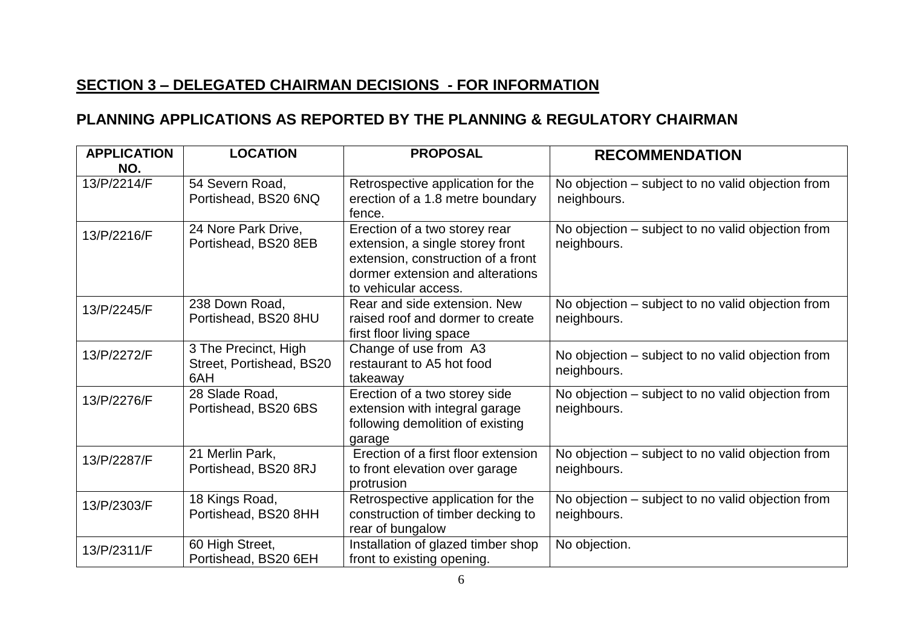## **SECTION 3 – DELEGATED CHAIRMAN DECISIONS - FOR INFORMATION**

## PLANNING APPLICATIONS AS REPORTED BY THE PLANNING & REGULATORY CHAIRMAN

| APPLICATION NO. | LOCATION | PROPOSAL | RECOMMENDATION |
|---|---|---|---|
| 13/P/2214/F | 54 Severn Road, Portishead, BS20 6NQ | Retrospective application for the erection of a 1.8 metre boundary fence. | No objection – subject to no valid objection from neighbours. |
| 13/P/2216/F | 24 Nore Park Drive, Portishead, BS20 8EB | Erection of a two storey rear extension, a single storey front extension, construction of a front dormer extension and alterations to vehicular access. | No objection – subject to no valid objection from neighbours. |
| 13/P/2245/F | 238 Down Road, Portishead, BS20 8HU | Rear and side extension. New raised roof and dormer to create first floor living space | No objection – subject to no valid objection from neighbours. |
| 13/P/2272/F | 3 The Precinct, High Street, Portishead, BS20 6AH | Change of use from A3 restaurant to A5 hot food takeaway | No objection – subject to no valid objection from neighbours. |
| 13/P/2276/F | 28 Slade Road, Portishead, BS20 6BS | Erection of a two storey side extension with integral garage following demolition of existing garage | No objection – subject to no valid objection from neighbours. |
| 13/P/2287/F | 21 Merlin Park, Portishead, BS20 8RJ | Erection of a first floor extension to front elevation over garage protrusion | No objection – subject to no valid objection from neighbours. |
| 13/P/2303/F | 18 Kings Road, Portishead, BS20 8HH | Retrospective application for the construction of timber decking to rear of bungalow | No objection – subject to no valid objection from neighbours. |
| 13/P/2311/F | 60 High Street, Portishead, BS20 6EH | Installation of glazed timber shop front to existing opening. | No objection. |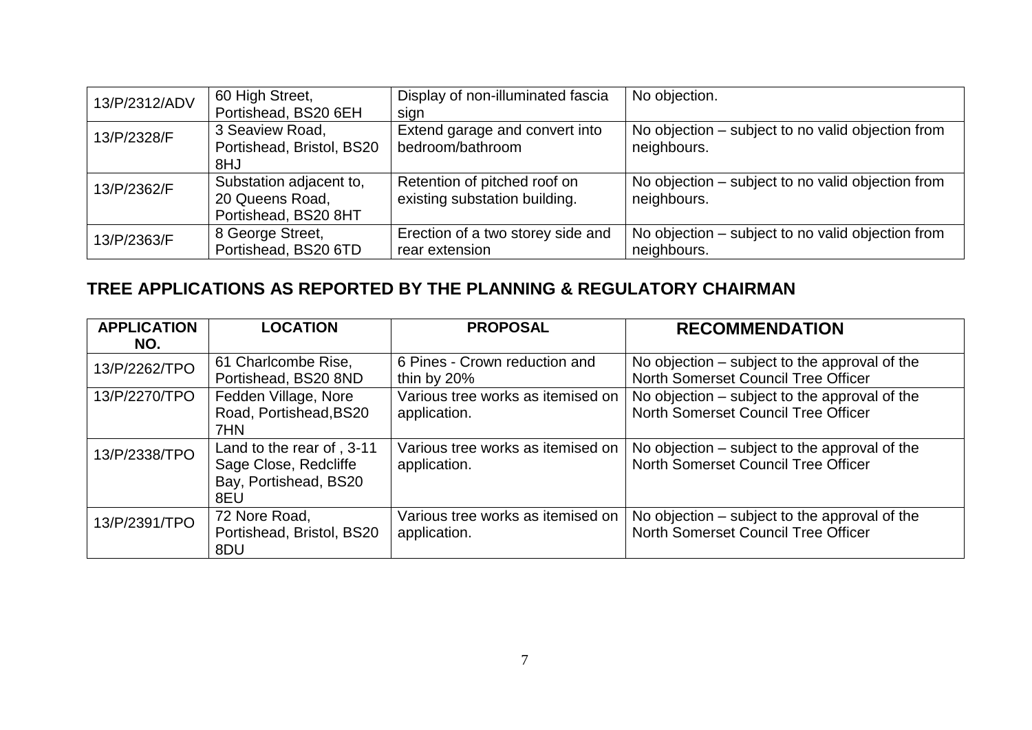| | | | |
|---|---|---|---|
| 13/P/2312/ADV | 60 High Street, Portishead, BS20 6EH | Display of non-illuminated fascia sign | No objection. |
| 13/P/2328/F | 3 Seaview Road, Portishead, Bristol, BS20 8HJ | Extend garage and convert into bedroom/bathroom | No objection – subject to no valid objection from neighbours. |
| 13/P/2362/F | Substation adjacent to, 20 Queens Road, Portishead, BS20 8HT | Retention of pitched roof on existing substation building. | No objection – subject to no valid objection from neighbours. |
| 13/P/2363/F | 8 George Street, Portishead, BS20 6TD | Erection of a two storey side and rear extension | No objection – subject to no valid objection from neighbours. |

## TREE APPLICATIONS AS REPORTED BY THE PLANNING & REGULATORY CHAIRMAN

| APPLICATION NO. | LOCATION | PROPOSAL | RECOMMENDATION |
|---|---|---|---|
| 13/P/2262/TPO | 61 Charlcombe Rise, Portishead, BS20 8ND | 6 Pines - Crown reduction and thin by 20% | No objection – subject to the approval of the North Somerset Council Tree Officer |
| 13/P/2270/TPO | Fedden Village, Nore Road, Portishead,BS20 7HN | Various tree works as itemised on application. | No objection – subject to the approval of the North Somerset Council Tree Officer |
| 13/P/2338/TPO | Land to the rear of , 3-11 Sage Close, Redcliffe Bay, Portishead, BS20 8EU | Various tree works as itemised on application. | No objection – subject to the approval of the North Somerset Council Tree Officer |
| 13/P/2391/TPO | 72 Nore Road, Portishead, Bristol, BS20 8DU | Various tree works as itemised on application. | No objection – subject to the approval of the North Somerset Council Tree Officer |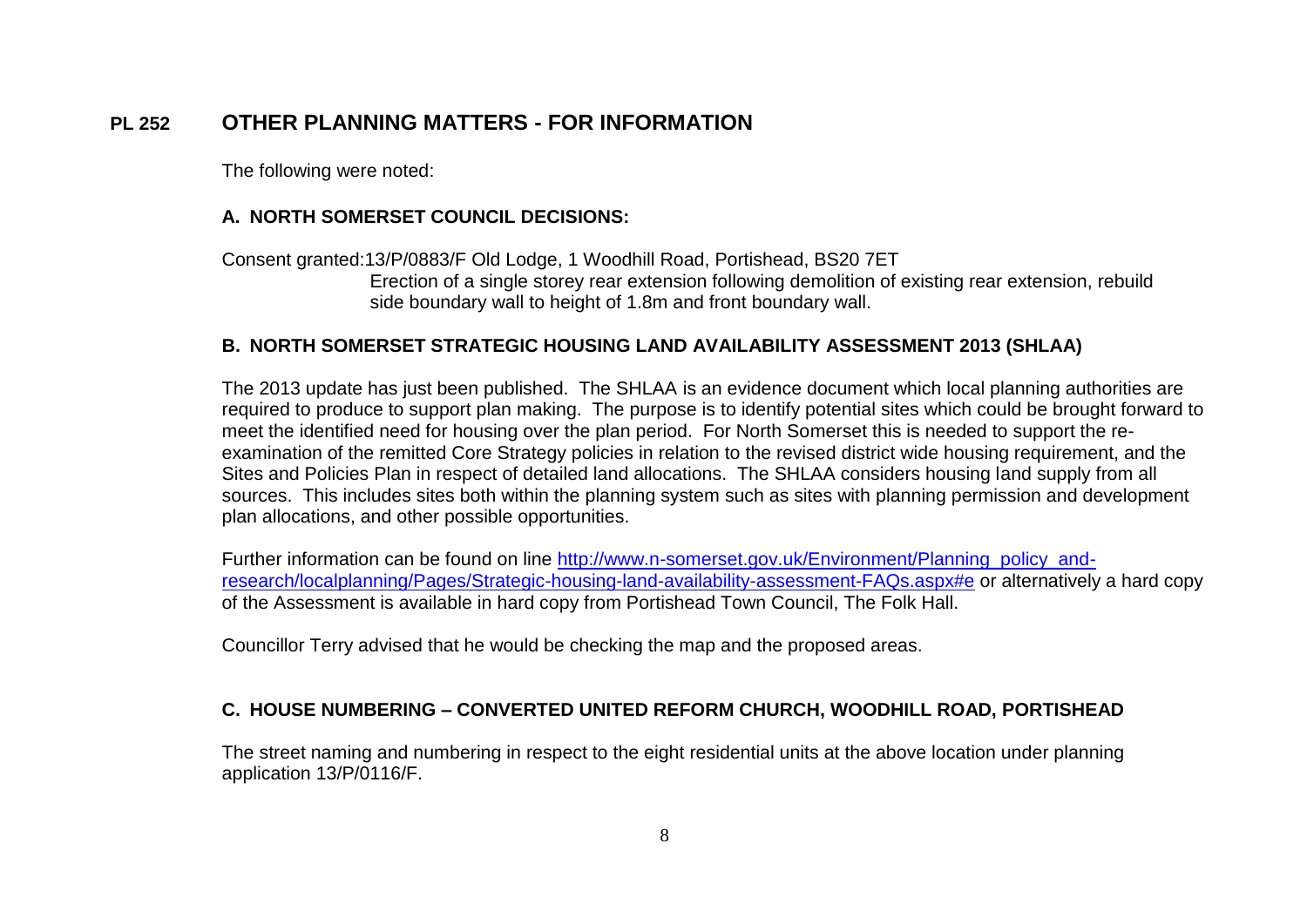## PL 252 OTHER PLANNING MATTERS - FOR INFORMATION

The following were noted:

### A. NORTH SOMERSET COUNCIL DECISIONS:

Consent granted:13/P/0883/F Old Lodge, 1 Woodhill Road, Portishead, BS20 7ET
Erection of a single storey rear extension following demolition of existing rear extension, rebuild side boundary wall to height of 1.8m and front boundary wall.

### B. NORTH SOMERSET STRATEGIC HOUSING LAND AVAILABILITY ASSESSMENT 2013 (SHLAA)

The 2013 update has just been published. The SHLAA is an evidence document which local planning authorities are required to produce to support plan making. The purpose is to identify potential sites which could be brought forward to meet the identified need for housing over the plan period. For North Somerset this is needed to support the re-examination of the remitted Core Strategy policies in relation to the revised district wide housing requirement, and the Sites and Policies Plan in respect of detailed land allocations. The SHLAA considers housing land supply from all sources. This includes sites both within the planning system such as sites with planning permission and development plan allocations, and other possible opportunities.

Further information can be found on line [http://www.n-somerset.gov.uk/Environment/Planning_policy_and-research/localplanning/Pages/Strategic-housing-land-availability-assessment-FAQs.aspx#e](http://www.n-somerset.gov.uk/Environment/Planning_policy_and-research/localplanning/Pages/Strategic-housing-land-availability-assessment-FAQs.aspx#e) or alternatively a hard copy of the Assessment is available in hard copy from Portishead Town Council, The Folk Hall.

Councillor Terry advised that he would be checking the map and the proposed areas.

### C. HOUSE NUMBERING – CONVERTED UNITED REFORM CHURCH, WOODHILL ROAD, PORTISHEAD

The street naming and numbering in respect to the eight residential units at the above location under planning application 13/P/0116/F.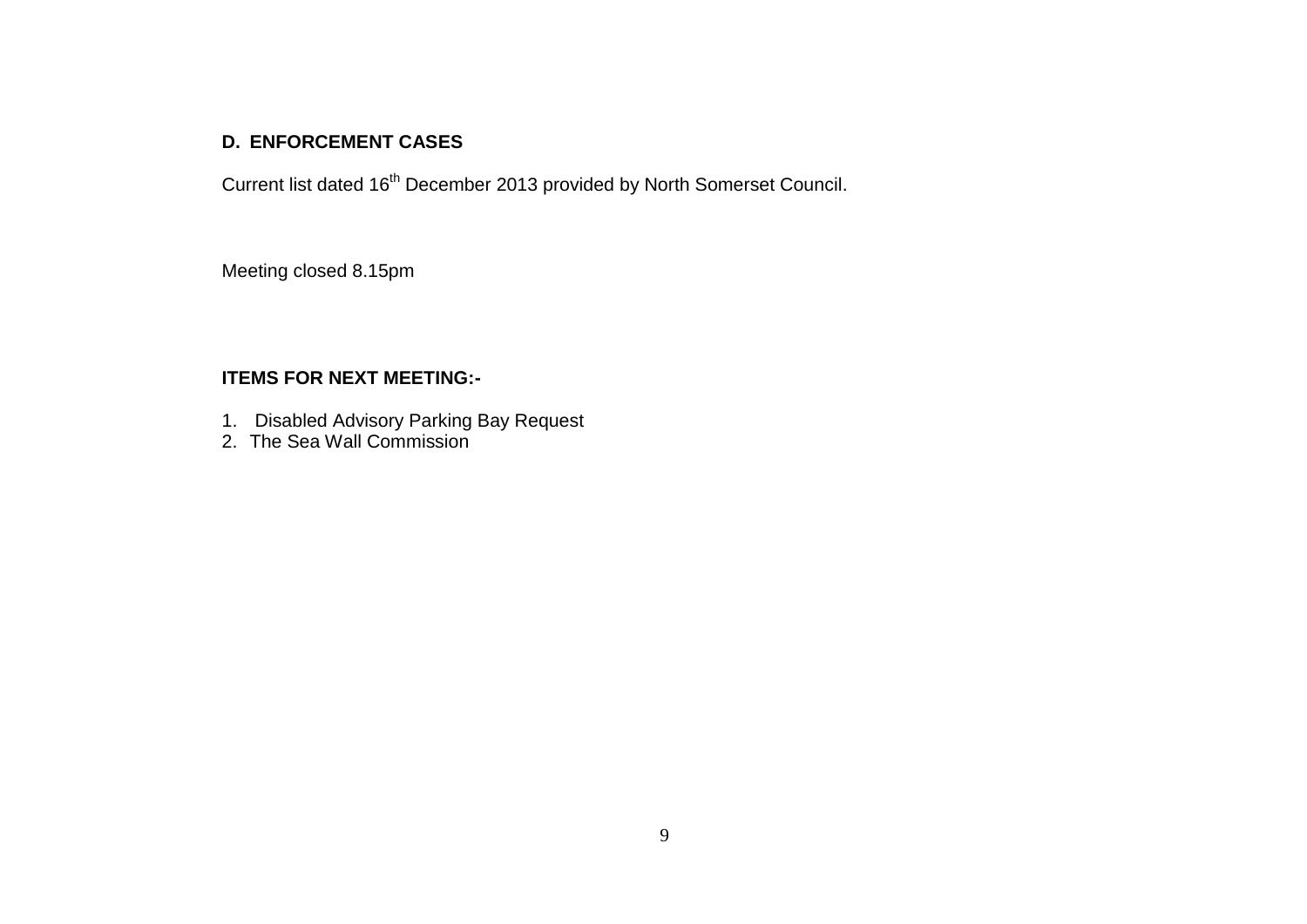**D. ENFORCEMENT CASES**

Current list dated 16th December 2013 provided by North Somerset Council.

Meeting closed 8.15pm

**ITEMS FOR NEXT MEETING:-**

1. Disabled Advisory Parking Bay Request
2. The Sea Wall Commission